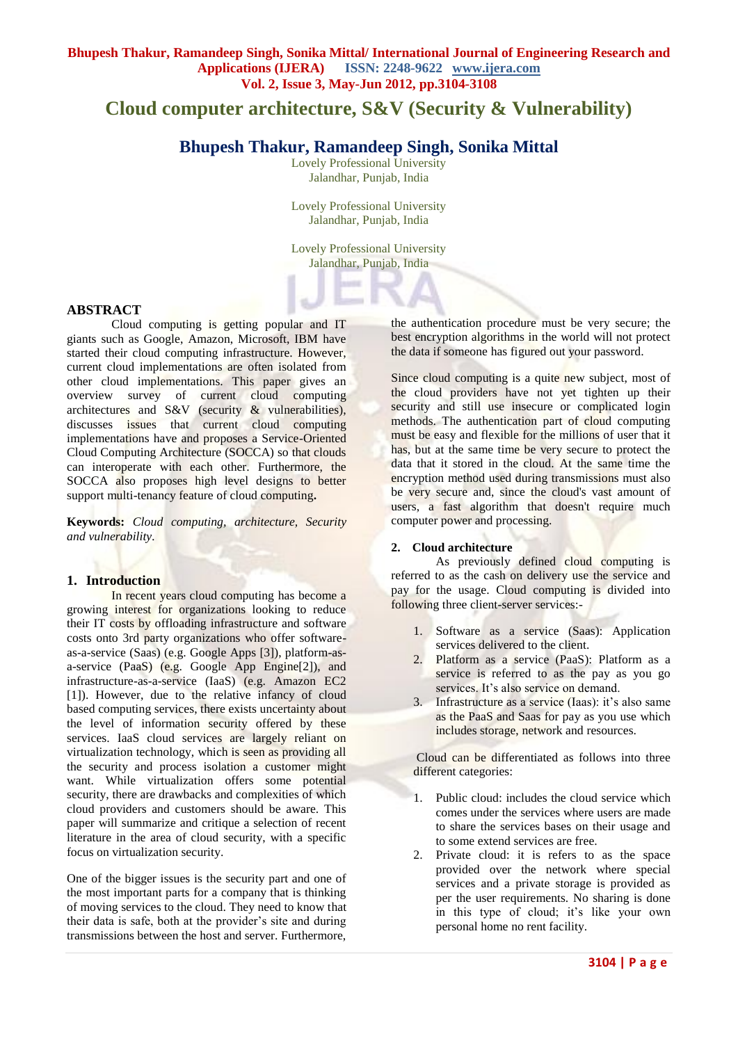# Cloud computer architecture, S&V (Security & Vulnerability)

## Bhupesh Thakur, Ramandeep Singh, Sonika Mittal

Lovely Professional University
Jalandhar, Punjab, India

Lovely Professional University
Jalandhar, Punjab, India

Lovely Professional University
Jalandhar, Punjab, India

### ABSTRACT

Cloud computing is getting popular and IT giants such as Google, Amazon, Microsoft, IBM have started their cloud computing infrastructure. However, current cloud implementations are often isolated from other cloud implementations. This paper gives an overview survey of current cloud computing architectures and S&V (security & vulnerabilities), discusses issues that current cloud computing implementations have and proposes a Service-Oriented Cloud Computing Architecture (SOCCA) so that clouds can interoperate with each other. Furthermore, the SOCCA also proposes high level designs to better support multi-tenancy feature of cloud computing**.**

**Keywords:** *Cloud computing, architecture, Security and vulnerability*.

### 1. Introduction

In recent years cloud computing has become a growing interest for organizations looking to reduce their IT costs by offloading infrastructure and software costs onto 3rd party organizations who offer software-as-a-service (Saas) (e.g. Google Apps [3]), platform-as-a-service (PaaS) (e.g. Google App Engine[2]), and infrastructure-as-a-service (IaaS) (e.g. Amazon EC2 [1]). However, due to the relative infancy of cloud based computing services, there exists uncertainty about the level of information security offered by these services. IaaS cloud services are largely reliant on virtualization technology, which is seen as providing all the security and process isolation a customer might want. While virtualization offers some potential security, there are drawbacks and complexities of which cloud providers and customers should be aware. This paper will summarize and critique a selection of recent literature in the area of cloud security, with a specific focus on virtualization security.

One of the bigger issues is the security part and one of the most important parts for a company that is thinking of moving services to the cloud. They need to know that their data is safe, both at the provider's site and during transmissions between the host and server. Furthermore, the authentication procedure must be very secure; the best encryption algorithms in the world will not protect the data if someone has figured out your password.

Since cloud computing is a quite new subject, most of the cloud providers have not yet tighten up their security and still use insecure or complicated login methods. The authentication part of cloud computing must be easy and flexible for the millions of user that it has, but at the same time be very secure to protect the data that it stored in the cloud. At the same time the encryption method used during transmissions must also be very secure and, since the cloud's vast amount of users, a fast algorithm that doesn't require much computer power and processing.

### 2. Cloud architecture

As previously defined cloud computing is referred to as the cash on delivery use the service and pay for the usage. Cloud computing is divided into following three client-server services:-

1. Software as a service (Saas): Application services delivered to the client.
2. Platform as a service (PaaS): Platform as a service is referred to as the pay as you go services. It's also service on demand.
3. Infrastructure as a service (Iaas): it's also same as the PaaS and Saas for pay as you use which includes storage, network and resources.

Cloud can be differentiated as follows into three different categories:

1. Public cloud: includes the cloud service which comes under the services where users are made to share the services bases on their usage and to some extend services are free.
2. Private cloud: it is refers to as the space provided over the network where special services and a private storage is provided as per the user requirements. No sharing is done in this type of cloud; it's like your own personal home no rent facility.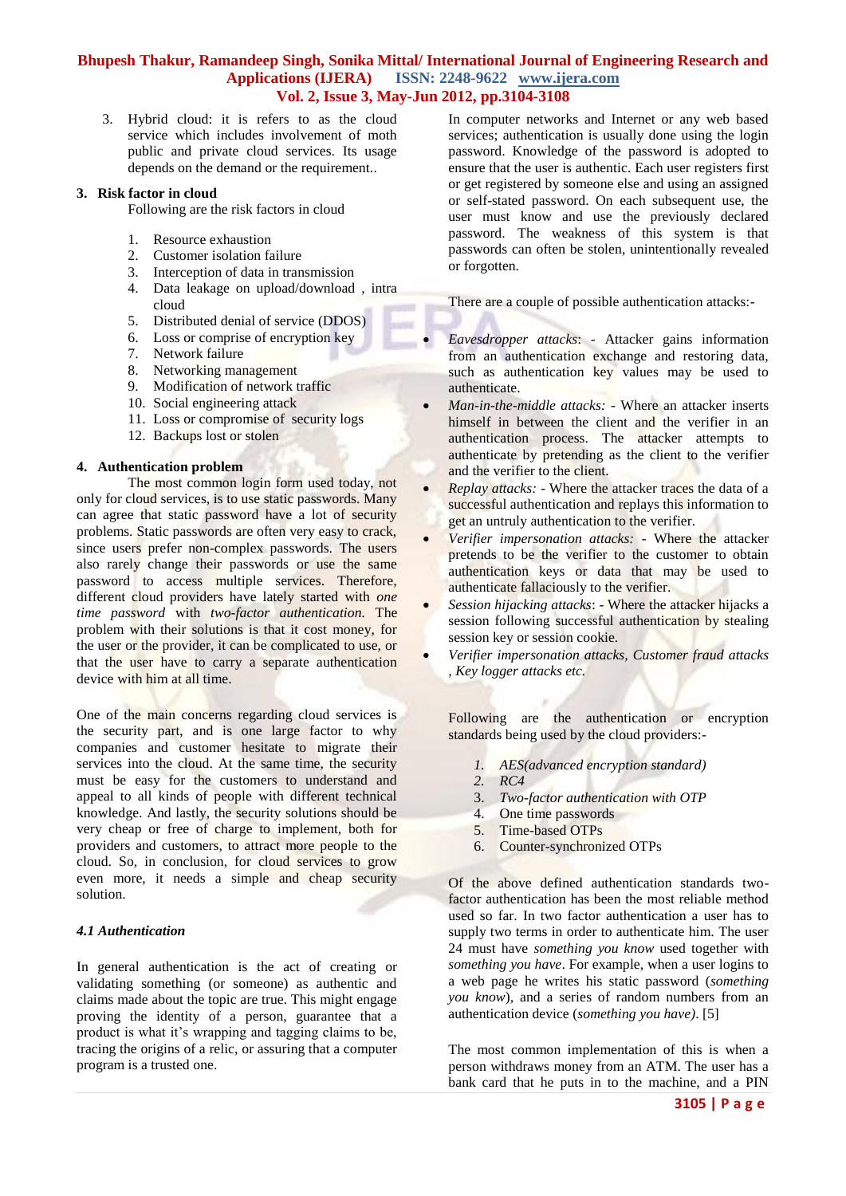3. Hybrid cloud: it is refers to as the cloud service which includes involvement of moth public and private cloud services. Its usage depends on the demand or the requirement..

## 3. Risk factor in cloud

Following are the risk factors in cloud

1. Resource exhaustion
2. Customer isolation failure
3. Interception of data in transmission
4. Data leakage on upload/download , intra cloud
5. Distributed denial of service (DDOS)
6. Loss or comprise of encryption key
7. Network failure
8. Networking management
9. Modification of network traffic
10. Social engineering attack
11. Loss or compromise of security logs
12. Backups lost or stolen

## 4. Authentication problem

The most common login form used today, not only for cloud services, is to use static passwords. Many can agree that static password have a lot of security problems. Static passwords are often very easy to crack, since users prefer non-complex passwords. The users also rarely change their passwords or use the same password to access multiple services. Therefore, different cloud providers have lately started with *one time password* with *two-factor authentication.* The problem with their solutions is that it cost money, for the user or the provider, it can be complicated to use, or that the user have to carry a separate authentication device with him at all time.

One of the main concerns regarding cloud services is the security part, and is one large factor to why companies and customer hesitate to migrate their services into the cloud. At the same time, the security must be easy for the customers to understand and appeal to all kinds of people with different technical knowledge. And lastly, the security solutions should be very cheap or free of charge to implement, both for providers and customers, to attract more people to the cloud. So, in conclusion, for cloud services to grow even more, it needs a simple and cheap security solution.

### *4.1 Authentication*

In general authentication is the act of creating or validating something (or someone) as authentic and claims made about the topic are true. This might engage proving the identity of a person, guarantee that a product is what it's wrapping and tagging claims to be, tracing the origins of a relic, or assuring that a computer program is a trusted one.

In computer networks and Internet or any web based services; authentication is usually done using the login password. Knowledge of the password is adopted to ensure that the user is authentic. Each user registers first or get registered by someone else and using an assigned or self-stated password. On each subsequent use, the user must know and use the previously declared password. The weakness of this system is that passwords can often be stolen, unintentionally revealed or forgotten.

There are a couple of possible authentication attacks:-

- *Eavesdropper attacks*: - Attacker gains information from an authentication exchange and restoring data, such as authentication key values may be used to authenticate.
- *Man-in-the-middle attacks:* - Where an attacker inserts himself in between the client and the verifier in an authentication process. The attacker attempts to authenticate by pretending as the client to the verifier and the verifier to the client.
- *Replay attacks:* - Where the attacker traces the data of a successful authentication and replays this information to get an untruly authentication to the verifier.
- *Verifier impersonation attacks:* - Where the attacker pretends to be the verifier to the customer to obtain authentication keys or data that may be used to authenticate fallaciously to the verifier.
- *Session hijacking attacks*: - Where the attacker hijacks a session following successful authentication by stealing session key or session cookie.
- *Verifier impersonation attacks, Customer fraud attacks , Key logger attacks etc.*

Following are the authentication or encryption standards being used by the cloud providers:-

1. *AES(advanced encryption standard)*
2. *RC4*
3. *Two-factor authentication with OTP*
4. One time passwords
5. Time-based OTPs
6. Counter-synchronized OTPs

Of the above defined authentication standards two-factor authentication has been the most reliable method used so far. In two factor authentication a user has to supply two terms in order to authenticate him. The user 24 must have *something you know* used together with *something you have*. For example, when a user logins to a web page he writes his static password (*something you know*), and a series of random numbers from an authentication device (*something you have)*. [5]

The most common implementation of this is when a person withdraws money from an ATM. The user has a bank card that he puts in to the machine, and a PIN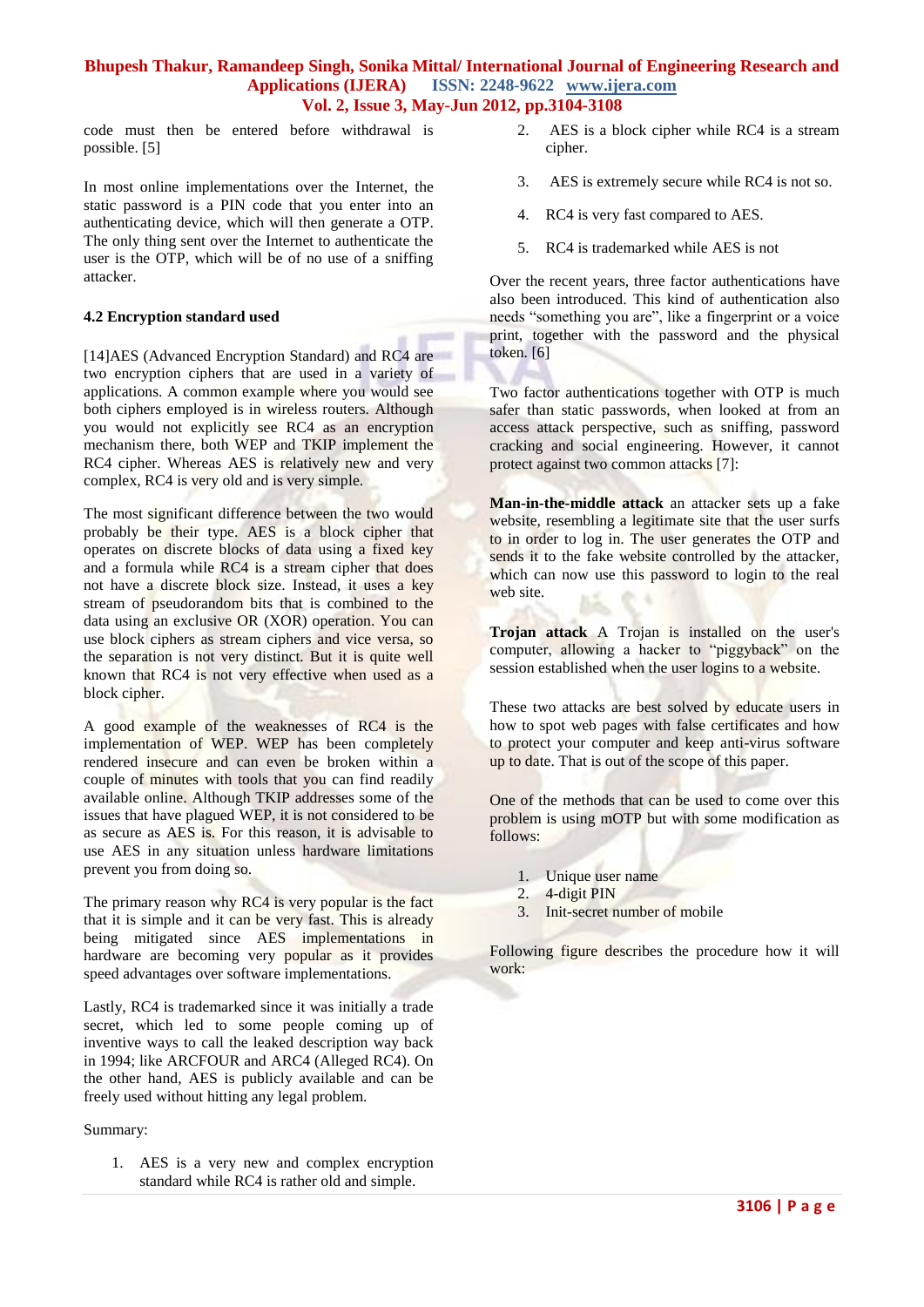code must then be entered before withdrawal is possible. [5]

In most online implementations over the Internet, the static password is a PIN code that you enter into an authenticating device, which will then generate a OTP. The only thing sent over the Internet to authenticate the user is the OTP, which will be of no use of a sniffing attacker.

### 4.2 Encryption standard used

[14]AES (Advanced Encryption Standard) and RC4 are two encryption ciphers that are used in a variety of applications. A common example where you would see both ciphers employed is in wireless routers. Although you would not explicitly see RC4 as an encryption mechanism there, both WEP and TKIP implement the RC4 cipher. Whereas AES is relatively new and very complex, RC4 is very old and is very simple.

The most significant difference between the two would probably be their type. AES is a block cipher that operates on discrete blocks of data using a fixed key and a formula while RC4 is a stream cipher that does not have a discrete block size. Instead, it uses a key stream of pseudorandom bits that is combined to the data using an exclusive OR (XOR) operation. You can use block ciphers as stream ciphers and vice versa, so the separation is not very distinct. But it is quite well known that RC4 is not very effective when used as a block cipher.

A good example of the weaknesses of RC4 is the implementation of WEP. WEP has been completely rendered insecure and can even be broken within a couple of minutes with tools that you can find readily available online. Although TKIP addresses some of the issues that have plagued WEP, it is not considered to be as secure as AES is. For this reason, it is advisable to use AES in any situation unless hardware limitations prevent you from doing so.

The primary reason why RC4 is very popular is the fact that it is simple and it can be very fast. This is already being mitigated since AES implementations in hardware are becoming very popular as it provides speed advantages over software implementations.

Lastly, RC4 is trademarked since it was initially a trade secret, which led to some people coming up of inventive ways to call the leaked description way back in 1994; like ARCFOUR and ARC4 (Alleged RC4). On the other hand, AES is publicly available and can be freely used without hitting any legal problem.

Summary:

1. AES is a very new and complex encryption standard while RC4 is rather old and simple.
2. AES is a block cipher while RC4 is a stream cipher.
3. AES is extremely secure while RC4 is not so.
4. RC4 is very fast compared to AES.
5. RC4 is trademarked while AES is not

Over the recent years, three factor authentications have also been introduced. This kind of authentication also needs "something you are", like a fingerprint or a voice print, together with the password and the physical token. [6]

Two factor authentications together with OTP is much safer than static passwords, when looked at from an access attack perspective, such as sniffing, password cracking and social engineering. However, it cannot protect against two common attacks [7]:

**Man-in-the-middle attack** an attacker sets up a fake website, resembling a legitimate site that the user surfs to in order to log in. The user generates the OTP and sends it to the fake website controlled by the attacker, which can now use this password to login to the real web site.

**Trojan attack** A Trojan is installed on the user's computer, allowing a hacker to "piggyback" on the session established when the user logins to a website.

These two attacks are best solved by educate users in how to spot web pages with false certificates and how to protect your computer and keep anti-virus software up to date. That is out of the scope of this paper.

One of the methods that can be used to come over this problem is using mOTP but with some modification as follows:

1. Unique user name
2. 4-digit PIN
3. Init-secret number of mobile

Following figure describes the procedure how it will work: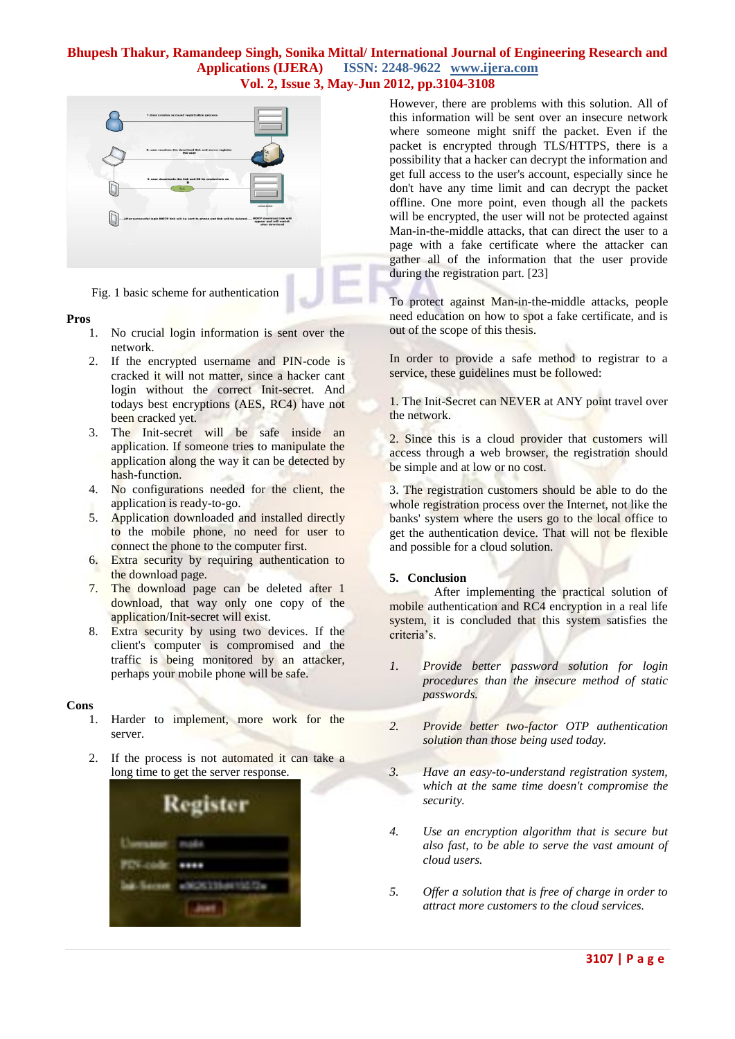Fig. 1 basic scheme for authentication

**Pros**

1. No crucial login information is sent over the network.
2. If the encrypted username and PIN-code is cracked it will not matter, since a hacker cant login without the correct Init-secret. And todays best encryptions (AES, RC4) have not been cracked yet.
3. The Init-secret will be safe inside an application. If someone tries to manipulate the application along the way it can be detected by hash-function.
4. No configurations needed for the client, the application is ready-to-go.
5. Application downloaded and installed directly to the mobile phone, no need for user to connect the phone to the computer first.
6. Extra security by requiring authentication to the download page.
7. The download page can be deleted after 1 download, that way only one copy of the application/Init-secret will exist.
8. Extra security by using two devices. If the client's computer is compromised and the traffic is being monitored by an attacker, perhaps your mobile phone will be safe.

**Cons**

1. Harder to implement, more work for the server.
2. If the process is not automated it can take a long time to get the server response.

However, there are problems with this solution. All of this information will be sent over an insecure network where someone might sniff the packet. Even if the packet is encrypted through TLS/HTTPS, there is a possibility that a hacker can decrypt the information and get full access to the user's account, especially since he don't have any time limit and can decrypt the packet offline. One more point, even though all the packets will be encrypted, the user will not be protected against Man-in-the-middle attacks, that can direct the user to a page with a fake certificate where the attacker can gather all of the information that the user provide during the registration part. [23]

To protect against Man-in-the-middle attacks, people need education on how to spot a fake certificate, and is out of the scope of this thesis.

In order to provide a safe method to registrar to a service, these guidelines must be followed:

1. The Init-Secret can NEVER at ANY point travel over the network.

2. Since this is a cloud provider that customers will access through a web browser, the registration should be simple and at low or no cost.

3. The registration customers should be able to do the whole registration process over the Internet, not like the banks' system where the users go to the local office to get the authentication device. That will not be flexible and possible for a cloud solution.

## 5. Conclusion

After implementing the practical solution of mobile authentication and RC4 encryption in a real life system, it is concluded that this system satisfies the criteria's.

1. *Provide better password solution for login procedures than the insecure method of static passwords.*
2. *Provide better two-factor OTP authentication solution than those being used today.*
3. *Have an easy-to-understand registration system, which at the same time doesn't compromise the security.*
4. *Use an encryption algorithm that is secure but also fast, to be able to serve the vast amount of cloud users.*
5. *Offer a solution that is free of charge in order to attract more customers to the cloud services.*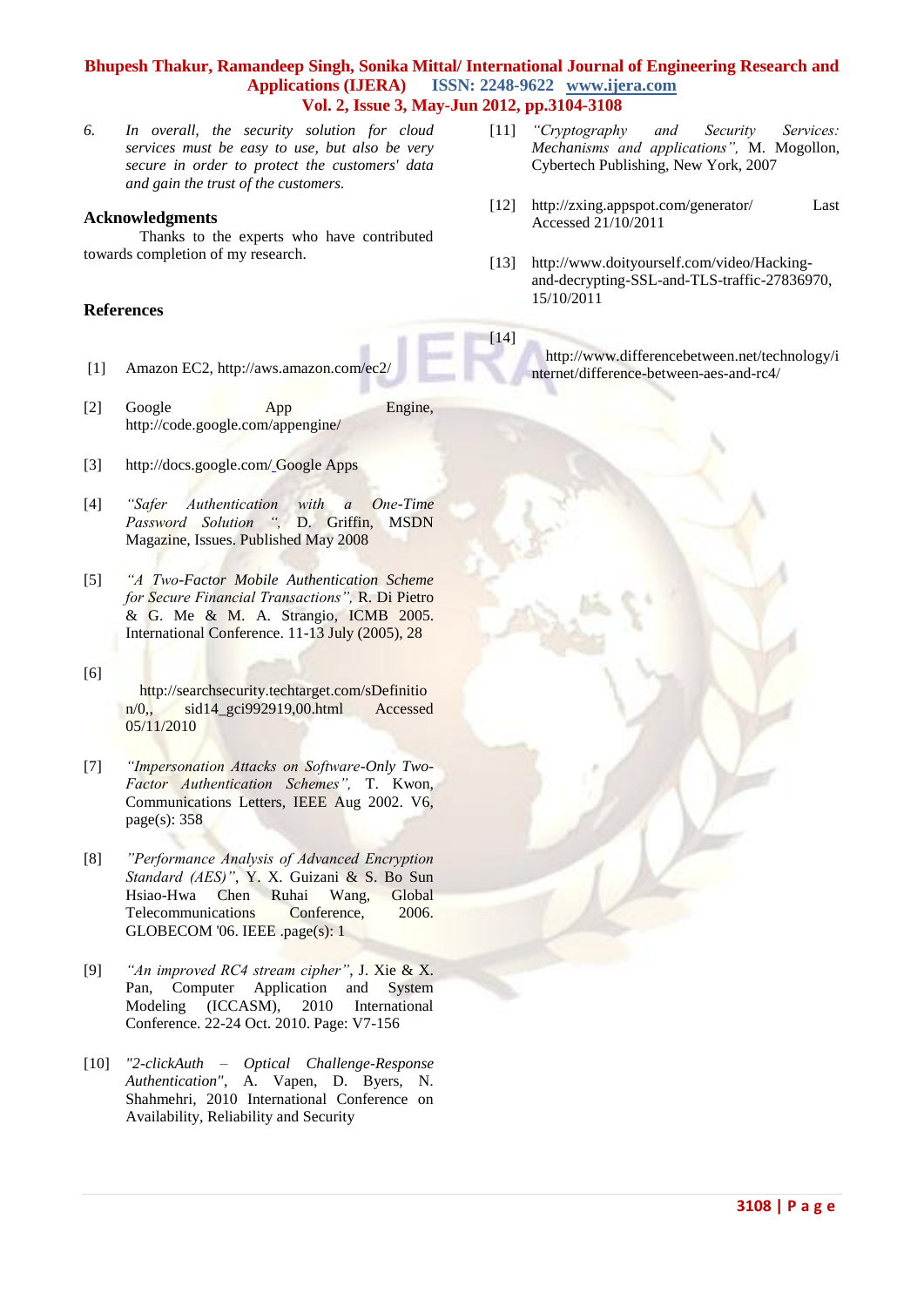6. *In overall, the security solution for cloud services must be easy to use, but also be very secure in order to protect the customers' data and gain the trust of the customers.*

## Acknowledgments

Thanks to the experts who have contributed towards completion of my research.

## References

[1] Amazon EC2, http://aws.amazon.com/ec2/

[2] Google App Engine, http://code.google.com/appengine/

[3] http://docs.google.com/ Google Apps

[4] *"Safer Authentication with a One-Time Password Solution ",* D. Griffin, MSDN Magazine, Issues. Published May 2008

[5] *"A Two-Factor Mobile Authentication Scheme for Secure Financial Transactions",* R. Di Pietro & G. Me & M. A. Strangio, ICMB 2005. International Conference. 11-13 July (2005), 28

[6] http://searchsecurity.techtarget.com/sDefinition/0,, sid14_gci992919,00.html Accessed 05/11/2010

[7] *"Impersonation Attacks on Software-Only Two-Factor Authentication Schemes",* T. Kwon, Communications Letters, IEEE Aug 2002. V6, page(s): 358

[8] *"Performance Analysis of Advanced Encryption Standard (AES)"*, Y. X. Guizani & S. Bo Sun Hsiao-Hwa Chen Ruhai Wang, Global Telecommunications Conference, 2006. GLOBECOM '06. IEEE .page(s): 1

[9] *"An improved RC4 stream cipher"*, J. Xie & X. Pan, Computer Application and System Modeling (ICCASM), 2010 International Conference. 22-24 Oct. 2010. Page: V7-156

[10] *"2-clickAuth – Optical Challenge-Response Authentication"*, A. Vapen, D. Byers, N. Shahmehri, 2010 International Conference on Availability, Reliability and Security

[11] *"Cryptography and Security Services: Mechanisms and applications",* M. Mogollon, Cybertech Publishing, New York, 2007

[12] http://zxing.appspot.com/generator/ Last Accessed 21/10/2011

[13] http://www.doityourself.com/video/Hacking-and-decrypting-SSL-and-TLS-traffic-27836970, 15/10/2011

[14] http://www.differencebetween.net/technology/internet/difference-between-aes-and-rc4/